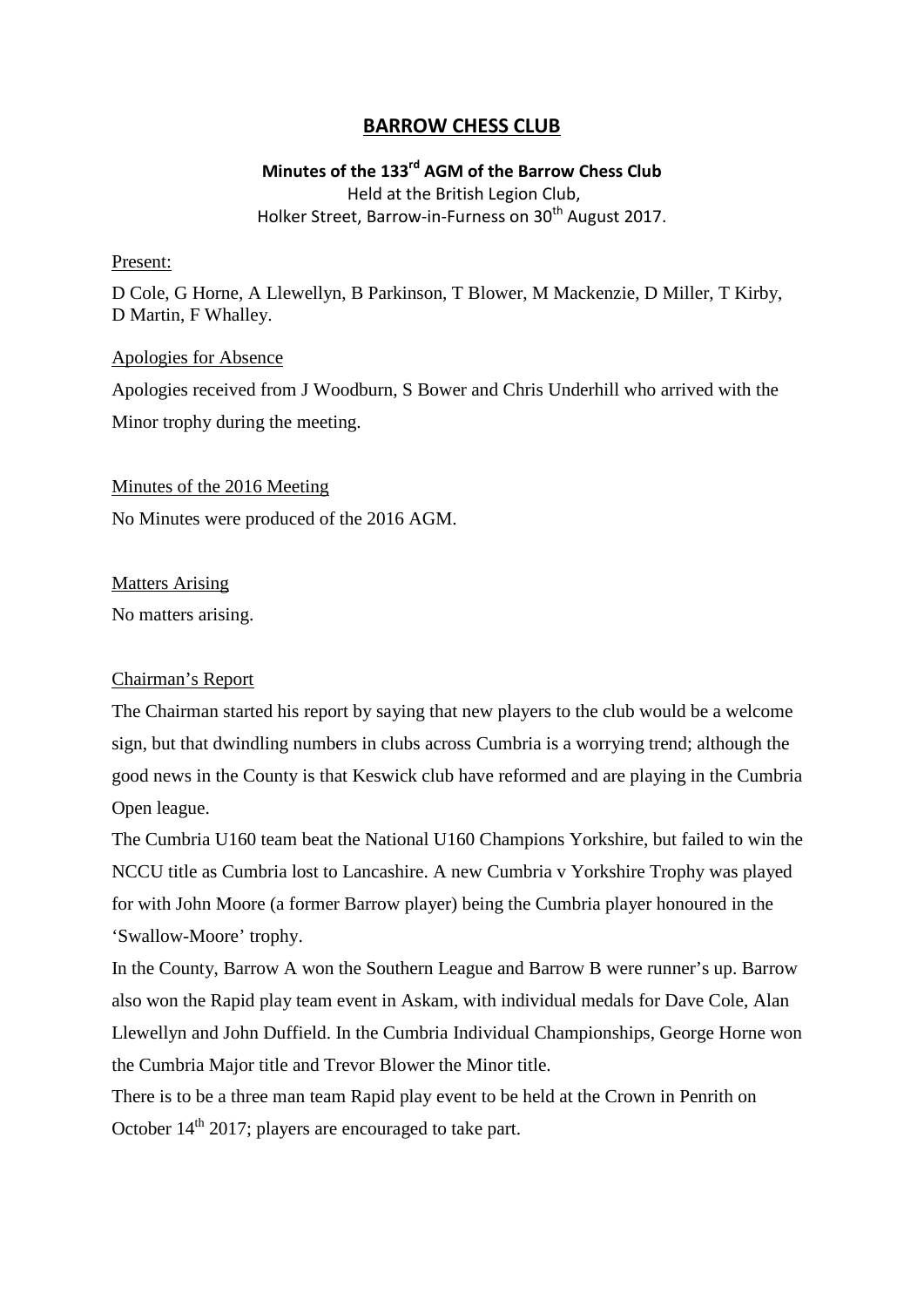# BARROW CHESS CLUB

**Minutes of the 133rd AGM of the Barrow Chess Club**
Held at the British Legion Club,
Holker Street, Barrow-in-Furness on 30th August 2017.

Present:

D Cole, G Horne, A Llewellyn, B Parkinson, T Blower, M Mackenzie, D Miller, T Kirby, D Martin, F Whalley.

Apologies for Absence

Apologies received from J Woodburn, S Bower and Chris Underhill who arrived with the Minor trophy during the meeting.

Minutes of the 2016 Meeting

No Minutes were produced of the 2016 AGM.

Matters Arising

No matters arising.

Chairman's Report

The Chairman started his report by saying that new players to the club would be a welcome sign, but that dwindling numbers in clubs across Cumbria is a worrying trend; although the good news in the County is that Keswick club have reformed and are playing in the Cumbria Open league.

The Cumbria U160 team beat the National U160 Champions Yorkshire, but failed to win the NCCU title as Cumbria lost to Lancashire. A new Cumbria v Yorkshire Trophy was played for with John Moore (a former Barrow player) being the Cumbria player honoured in the 'Swallow-Moore' trophy.

In the County, Barrow A won the Southern League and Barrow B were runner's up. Barrow also won the Rapid play team event in Askam, with individual medals for Dave Cole, Alan Llewellyn and John Duffield. In the Cumbria Individual Championships, George Horne won the Cumbria Major title and Trevor Blower the Minor title.

There is to be a three man team Rapid play event to be held at the Crown in Penrith on October 14th 2017; players are encouraged to take part.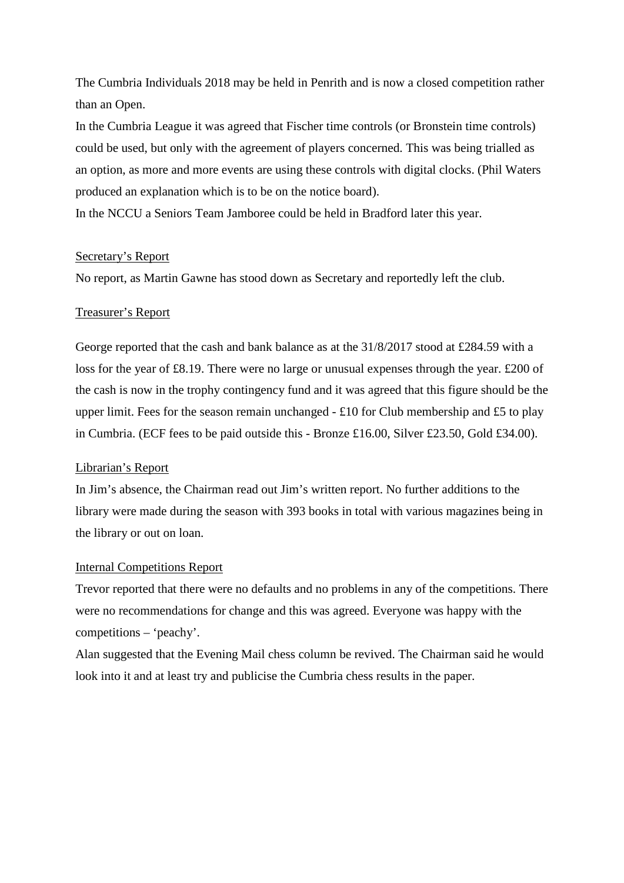The Cumbria Individuals 2018 may be held in Penrith and is now a closed competition rather than an Open.

In the Cumbria League it was agreed that Fischer time controls (or Bronstein time controls) could be used, but only with the agreement of players concerned. This was being trialled as an option, as more and more events are using these controls with digital clocks. (Phil Waters produced an explanation which is to be on the notice board).

In the NCCU a Seniors Team Jamboree could be held in Bradford later this year.

Secretary's Report

No report, as Martin Gawne has stood down as Secretary and reportedly left the club.

Treasurer's Report

George reported that the cash and bank balance as at the 31/8/2017 stood at £284.59 with a loss for the year of £8.19. There were no large or unusual expenses through the year. £200 of the cash is now in the trophy contingency fund and it was agreed that this figure should be the upper limit. Fees for the season remain unchanged - £10 for Club membership and £5 to play in Cumbria. (ECF fees to be paid outside this - Bronze £16.00, Silver £23.50, Gold £34.00).

Librarian's Report

In Jim's absence, the Chairman read out Jim's written report. No further additions to the library were made during the season with 393 books in total with various magazines being in the library or out on loan.

Internal Competitions Report

Trevor reported that there were no defaults and no problems in any of the competitions. There were no recommendations for change and this was agreed. Everyone was happy with the competitions – 'peachy'.

Alan suggested that the Evening Mail chess column be revived. The Chairman said he would look into it and at least try and publicise the Cumbria chess results in the paper.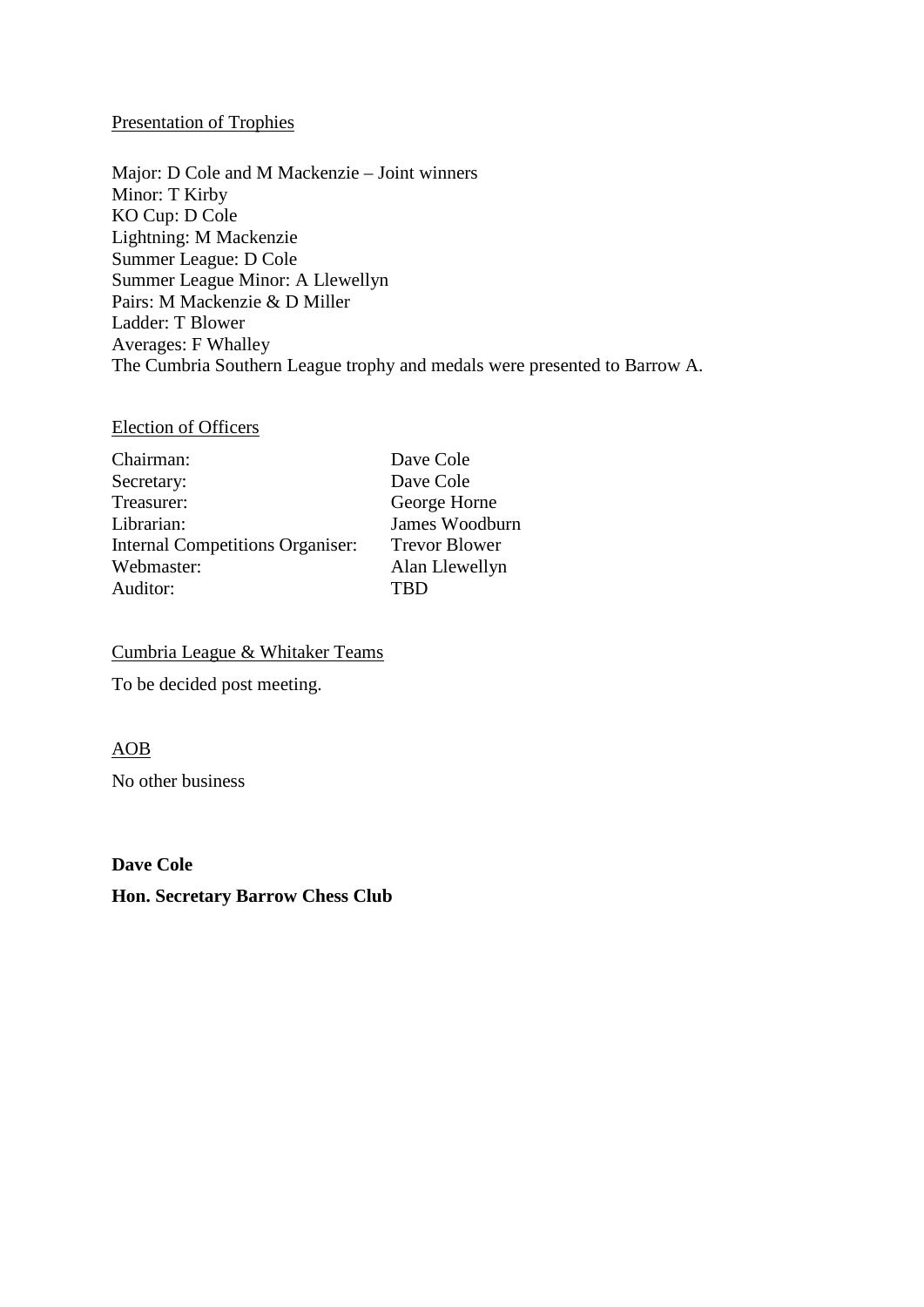Presentation of Trophies

Major: D Cole and M Mackenzie – Joint winners
Minor: T Kirby
KO Cup: D Cole
Lightning: M Mackenzie
Summer League: D Cole
Summer League Minor: A Llewellyn
Pairs: M Mackenzie & D Miller
Ladder: T Blower
Averages: F Whalley
The Cumbria Southern League trophy and medals were presented to Barrow A.

Election of Officers

| | |
|---|---|
| Chairman: | Dave Cole |
| Secretary: | Dave Cole |
| Treasurer: | George Horne |
| Librarian: | James Woodburn |
| Internal Competitions Organiser: | Trevor Blower |
| Webmaster: | Alan Llewellyn |
| Auditor: | TBD |

Cumbria League & Whitaker Teams

To be decided post meeting.

AOB

No other business

**Dave Cole**

**Hon. Secretary Barrow Chess Club**